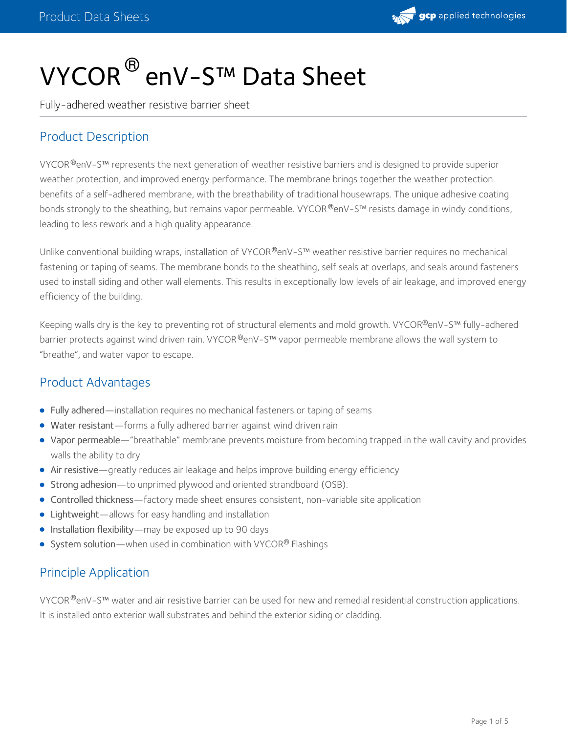# VYCOR® enV-S™ Data Sheet

Fully-adhered weather resistive barrier sheet

## Product Description

VYCOR®enV-S™ represents the next generation of weather resistive barriers and is designed to provide superior weather protection, and improved energy performance. The membrane brings together the weather protection benefits of a self-adhered membrane, with the breathability of traditional housewraps. The unique adhesive coating bonds strongly to the sheathing, but remains vapor permeable. VYCOR®enV-S™ resists damage in windy conditions, leading to less rework and a high quality appearance.

Unlike conventional building wraps, installation of VYCOR®enV-S™ weather resistive barrier requires no mechanical fastening or taping of seams. The membrane bonds to the sheathing, self seals at overlaps, and seals around fasteners used to install siding and other wall elements. This results in exceptionally low levels of air leakage, and improved energy efficiency of the building.

Keeping walls dry is the key to preventing rot of structural elements and mold growth. VYCOR®enV-S™ fully-adhered barrier protects against wind driven rain. VYCOR®enV-S™ vapor permeable membrane allows the wall system to "breathe", and water vapor to escape.

## Product Advantages

- Fully adhered—installation requires no mechanical fasteners or taping of seams
- Water resistant—forms a fully adhered barrier against wind driven rain
- Vapor permeable—"breathable" membrane prevents moisture from becoming trapped in the wall cavity and provides walls the ability to dry
- Air resistive—greatly reduces air leakage and helps improve building energy efficiency
- Strong adhesion—to unprimed plywood and oriented strandboard (OSB).
- Controlled thickness—factory made sheet ensures consistent, non-variable site application
- Lightweight—allows for easy handling and installation
- Installation flexibility—may be exposed up to 90 days
- System solution—when used in combination with VYCOR® Flashings

## Principle Application

VYCOR®enV-S™ water and air resistive barrier can be used for new and remedial residential construction applications. It is installed onto exterior wall substrates and behind the exterior siding or cladding.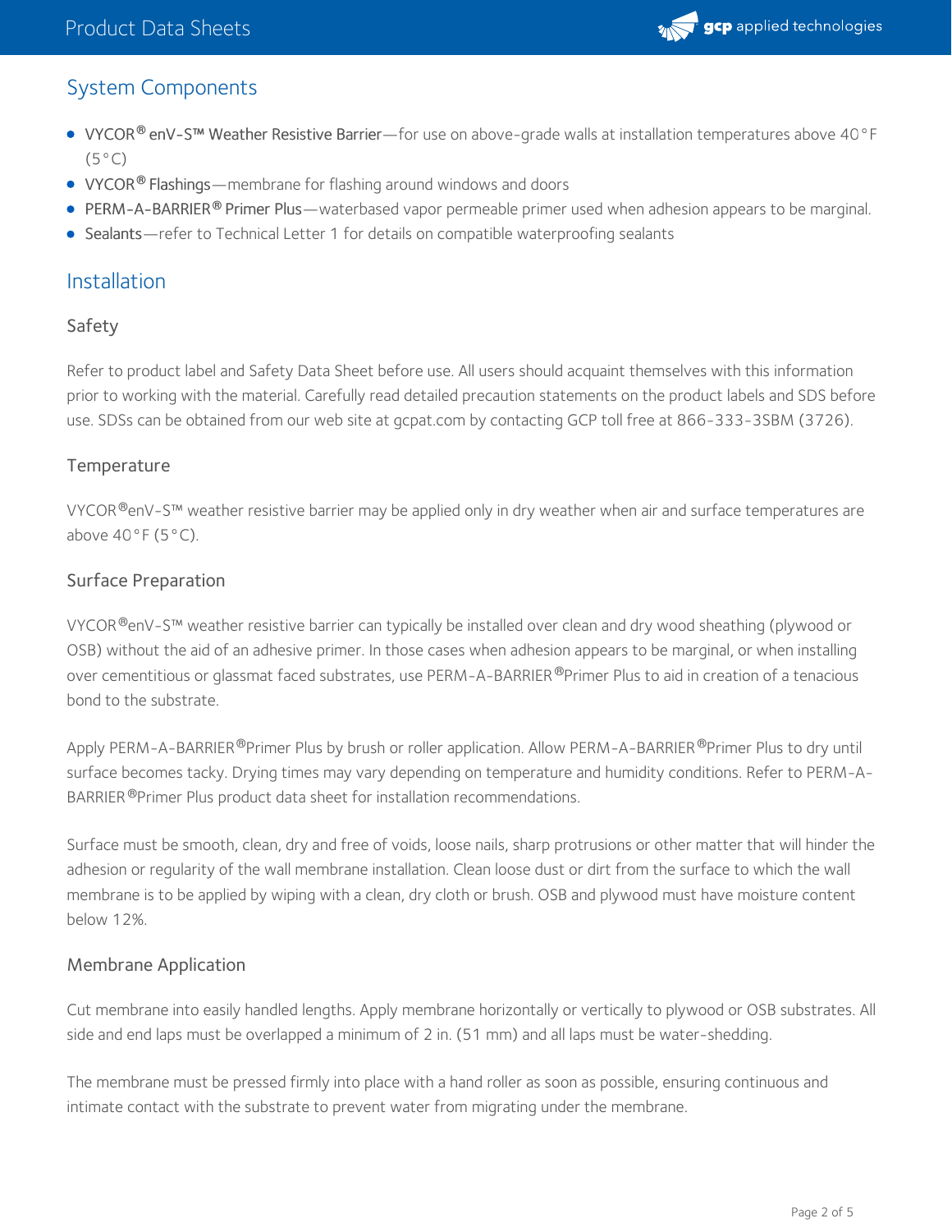## System Components

- **VYCOR® enV-S™ Weather Resistive Barrier**—for use on above-grade walls at installation temperatures above 40°F (5°C)
- **VYCOR® Flashings**—membrane for flashing around windows and doors
- **PERM-A-BARRIER® Primer Plus**—waterbased vapor permeable primer used when adhesion appears to be marginal.
- **Sealants**—refer to Technical Letter 1 for details on compatible waterproofing sealants

## Installation

### Safety

Refer to product label and Safety Data Sheet before use. All users should acquaint themselves with this information prior to working with the material. Carefully read detailed precaution statements on the product labels and SDS before use. SDSs can be obtained from our web site at gcpat.com by contacting GCP toll free at 866-333-3SBM (3726).

### Temperature

VYCOR®enV-S™ weather resistive barrier may be applied only in dry weather when air and surface temperatures are above 40°F (5°C).

### Surface Preparation

VYCOR®enV-S™ weather resistive barrier can typically be installed over clean and dry wood sheathing (plywood or OSB) without the aid of an adhesive primer. In those cases when adhesion appears to be marginal, or when installing over cementitious or glassmat faced substrates, use PERM-A-BARRIER®Primer Plus to aid in creation of a tenacious bond to the substrate.

Apply PERM-A-BARRIER®Primer Plus by brush or roller application. Allow PERM-A-BARRIER®Primer Plus to dry until surface becomes tacky. Drying times may vary depending on temperature and humidity conditions. Refer to PERM-A-BARRIER®Primer Plus product data sheet for installation recommendations.

Surface must be smooth, clean, dry and free of voids, loose nails, sharp protrusions or other matter that will hinder the adhesion or regularity of the wall membrane installation. Clean loose dust or dirt from the surface to which the wall membrane is to be applied by wiping with a clean, dry cloth or brush. OSB and plywood must have moisture content below 12%.

### Membrane Application

Cut membrane into easily handled lengths. Apply membrane horizontally or vertically to plywood or OSB substrates. All side and end laps must be overlapped a minimum of 2 in. (51 mm) and all laps must be water-shedding.

The membrane must be pressed firmly into place with a hand roller as soon as possible, ensuring continuous and intimate contact with the substrate to prevent water from migrating under the membrane.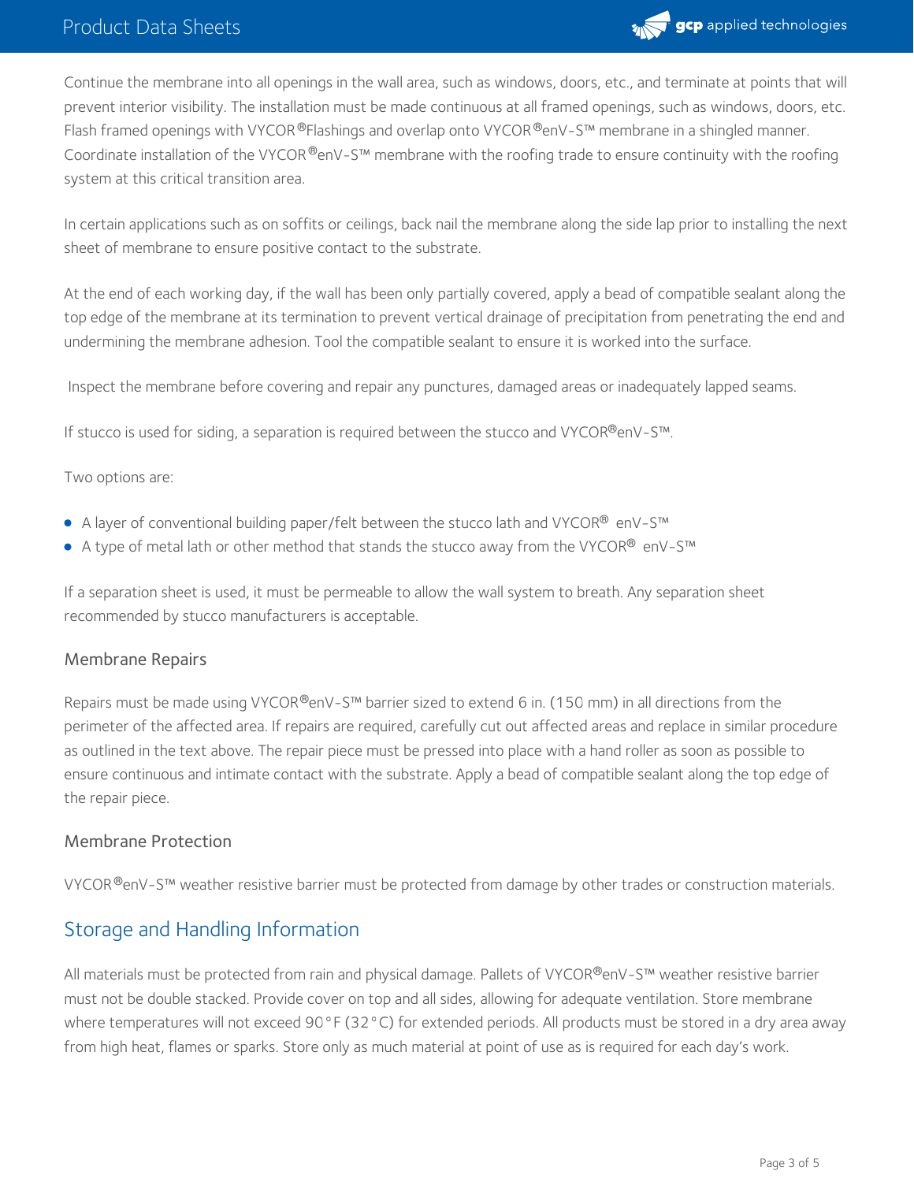Continue the membrane into all openings in the wall area, such as windows, doors, etc., and terminate at points that will prevent interior visibility. The installation must be made continuous at all framed openings, such as windows, doors, etc. Flash framed openings with VYCOR®Flashings and overlap onto VYCOR®enV-S™ membrane in a shingled manner. Coordinate installation of the VYCOR®enV-S™ membrane with the roofing trade to ensure continuity with the roofing system at this critical transition area.

In certain applications such as on soffits or ceilings, back nail the membrane along the side lap prior to installing the next sheet of membrane to ensure positive contact to the substrate.

At the end of each working day, if the wall has been only partially covered, apply a bead of compatible sealant along the top edge of the membrane at its termination to prevent vertical drainage of precipitation from penetrating the end and undermining the membrane adhesion. Tool the compatible sealant to ensure it is worked into the surface.

Inspect the membrane before covering and repair any punctures, damaged areas or inadequately lapped seams.

If stucco is used for siding, a separation is required between the stucco and VYCOR®enV-S™.

Two options are:

- A layer of conventional building paper/felt between the stucco lath and VYCOR® enV-S™
- A type of metal lath or other method that stands the stucco away from the VYCOR® enV-S™

If a separation sheet is used, it must be permeable to allow the wall system to breath. Any separation sheet recommended by stucco manufacturers is acceptable.

### Membrane Repairs

Repairs must be made using VYCOR®enV-S™ barrier sized to extend 6 in. (150 mm) in all directions from the perimeter of the affected area. If repairs are required, carefully cut out affected areas and replace in similar procedure as outlined in the text above. The repair piece must be pressed into place with a hand roller as soon as possible to ensure continuous and intimate contact with the substrate. Apply a bead of compatible sealant along the top edge of the repair piece.

### Membrane Protection

VYCOR®enV-S™ weather resistive barrier must be protected from damage by other trades or construction materials.

## Storage and Handling Information

All materials must be protected from rain and physical damage. Pallets of VYCOR®enV-S™ weather resistive barrier must not be double stacked. Provide cover on top and all sides, allowing for adequate ventilation. Store membrane where temperatures will not exceed 90°F (32°C) for extended periods. All products must be stored in a dry area away from high heat, flames or sparks. Store only as much material at point of use as is required for each day's work.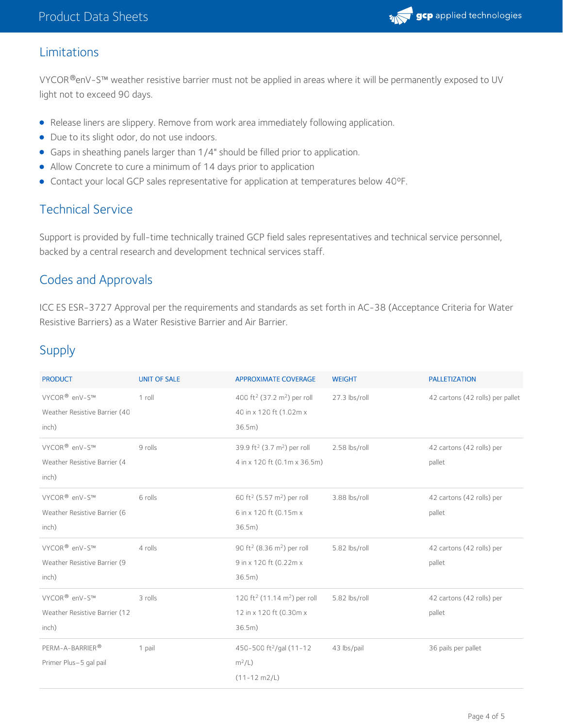## Limitations

VYCOR®enV-S™ weather resistive barrier must not be applied in areas where it will be permanently exposed to UV light not to exceed 90 days.

- Release liners are slippery. Remove from work area immediately following application.
- Due to its slight odor, do not use indoors.
- Gaps in sheathing panels larger than 1/4" should be filled prior to application.
- Allow Concrete to cure a minimum of 14 days prior to application
- Contact your local GCP sales representative for application at temperatures below 40ºF.

## Technical Service

Support is provided by full-time technically trained GCP field sales representatives and technical service personnel, backed by a central research and development technical services staff.

## Codes and Approvals

ICC ES ESR-3727 Approval per the requirements and standards as set forth in AC-38 (Acceptance Criteria for Water Resistive Barriers) as a Water Resistive Barrier and Air Barrier.

## Supply

| PRODUCT | UNIT OF SALE | APPROXIMATE COVERAGE | WEIGHT | PALLETIZATION |
|---|---|---|---|---|
| VYCOR® enV-S™ Weather Resistive Barrier (40 inch) | 1 roll | 400 ft² (37.2 m²) per roll 40 in x 120 ft (1.02m x 36.5m) | 27.3 lbs/roll | 42 cartons (42 rolls) per pallet |
| VYCOR® enV-S™ Weather Resistive Barrier (4 inch) | 9 rolls | 39.9 ft² (3.7 m²) per roll 4 in x 120 ft (0.1m x 36.5m) | 2.58 lbs/roll | 42 cartons (42 rolls) per pallet |
| VYCOR® enV-S™ Weather Resistive Barrier (6 inch) | 6 rolls | 60 ft² (5.57 m²) per roll 6 in x 120 ft (0.15m x 36.5m) | 3.88 lbs/roll | 42 cartons (42 rolls) per pallet |
| VYCOR® enV-S™ Weather Resistive Barrier (9 inch) | 4 rolls | 90 ft² (8.36 m²) per roll 9 in x 120 ft (0.22m x 36.5m) | 5.82 lbs/roll | 42 cartons (42 rolls) per pallet |
| VYCOR® enV-S™ Weather Resistive Barrier (12 inch) | 3 rolls | 120 ft² (11.14 m²) per roll 12 in x 120 ft (0.30m x 36.5m) | 5.82 lbs/roll | 42 cartons (42 rolls) per pallet |
| PERM-A-BARRIER® Primer Plus–5 gal pail | 1 pail | 450-500 ft²/gal (11-12 m²/L) (11-12 m2/L) | 43 lbs/pail | 36 pails per pallet |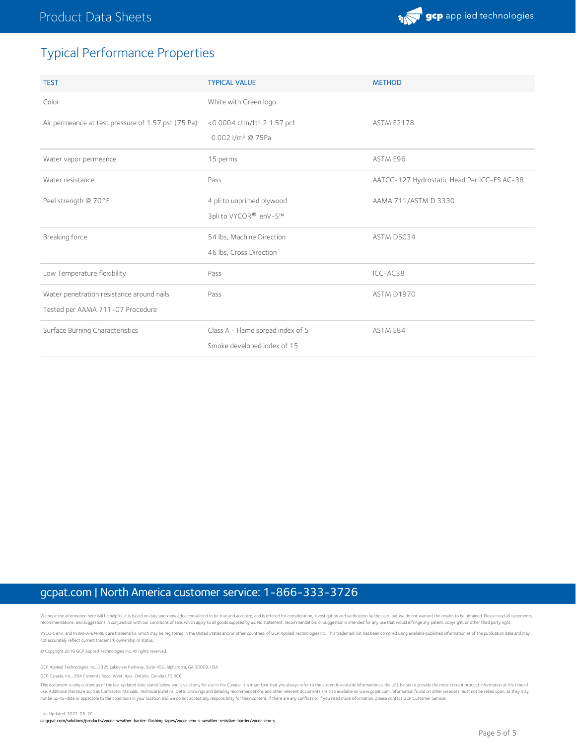## Typical Performance Properties

| TEST | TYPICAL VALUE | METHOD |
| --- | --- | --- |
| Color | White with Green logo | |
| Air permeance at test pressure of 1.57 psf (75 Pa) | <0.0004 cfm/ft$^2$ 2 1.57 pcf<br>0.002 l/m$^2$ @ 75Pa | ASTM E2178 |
| Water vapor permeance | 15 perms | ASTM E96 |
| Water resistance | Pass | AATCC-127 Hydrostatic Head Per ICC-ES AC-38 |
| Peel strength @ 70°F | 4 pli to unprimed plywood<br>3pli to VYCOR® enV-S™ | AAMA 711/ASTM D 3330 |
| Breaking force | 54 lbs, Machine Direction<br>46 lbs, Cross Direction | ASTM D5034 |
| Low Temperature flexibility | Pass | ICC-AC38 |
| Water penetration resistance around nails<br>Tested per AAMA 711-07 Procedure | Pass | ASTM D1970 |
| Surface Burning Characteristics | Class A - Flame spread index of 5<br>Smoke developed index of 15 | ASTM E84 |

gcpat.com | North America customer service: 1-866-333-3726

We hope the information here will be helpful. It is based on data and knowledge considered to be true and accurate, and is offered for consideration, investigation and verification by the user, but we do not warrant the results to be obtained. Please read all statements, recommendations, and suggestions in conjunction with our conditions of sale, which apply to all goods supplied by us. No statement, recommendation, or suggestion is intended for any use that would infringe any patent, copyright, or other third party right.

VYCOR, enV, and PERM-A-BARRIER are trademarks, which may be registered in the United States and/or other countries, of GCP Applied Technologies Inc. This trademark list has been compiled using available published information as of the publication date and may not accurately reflect current trademark ownership or status.

© Copyright 2018 GCP Applied Technologies Inc. All rights reserved.

GCP Applied Technologies Inc., 2325 Lakeview Parkway, Suite 450, Alpharetta, GA 30009, USA

GCP Canada, Inc., 294 Clements Road, West, Ajax, Ontario, Canada L1S 3C6.

This document is only current as of the last updated date stated below and is valid only for use in the Canada. It is important that you always refer to the currently available information at the URL below to provide the most current product information at the time of use. Additional literature such as Contractor Manuals, Technical Bulletins, Detail Drawings and detailing recommendations and other relevant documents are also available on www.gcpat.com. Information found on other websites must not be relied upon, as they may not be up-to-date or applicable to the conditions in your location and we do not accept any responsibility for their content. If there are any conflicts or if you need more information, please contact GCP Customer Service.

Last Updated: 2022-05-20

ca.gcpat.com/solutions/products/vycor-weather-barrier-flashing-tapes/vycor-env-s-weather-resistive-barrier/vycor-env-s